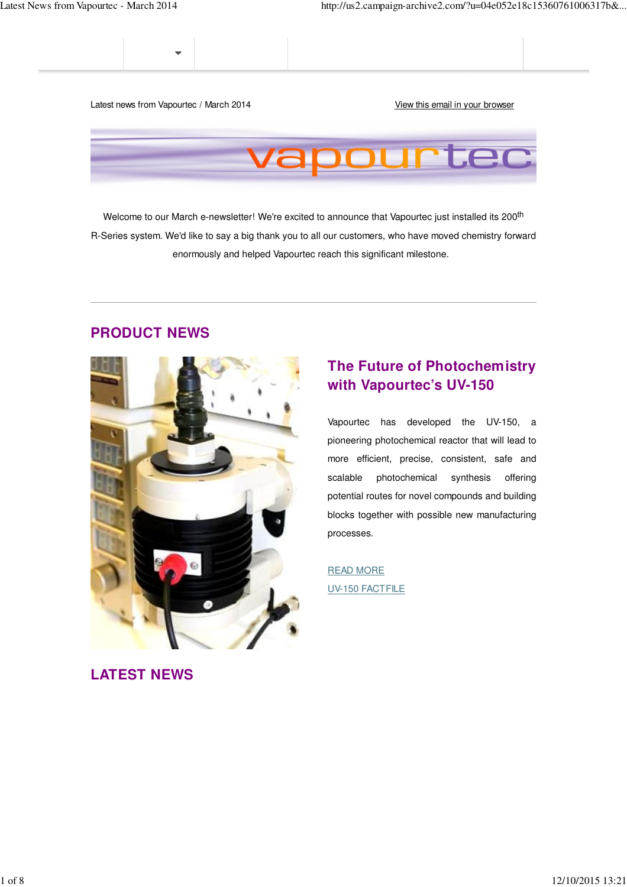Latest news from Vapourtec / March 2014

View this email in your browser

Welcome to our March e-newsletter! We're excited to announce that Vapourtec just installed its 200th R-Series system. We'd like to say a big thank you to all our customers, who have moved chemistry forward enormously and helped Vapourtec reach this significant milestone.

## PRODUCT NEWS

### The Future of Photochemistry with Vapourtec's UV-150

Vapourtec has developed the UV-150, a pioneering photochemical reactor that will lead to more efficient, precise, consistent, safe and scalable photochemical synthesis offering potential routes for novel compounds and building blocks together with possible new manufacturing processes.

READ MORE

UV-150 FACTFILE

## LATEST NEWS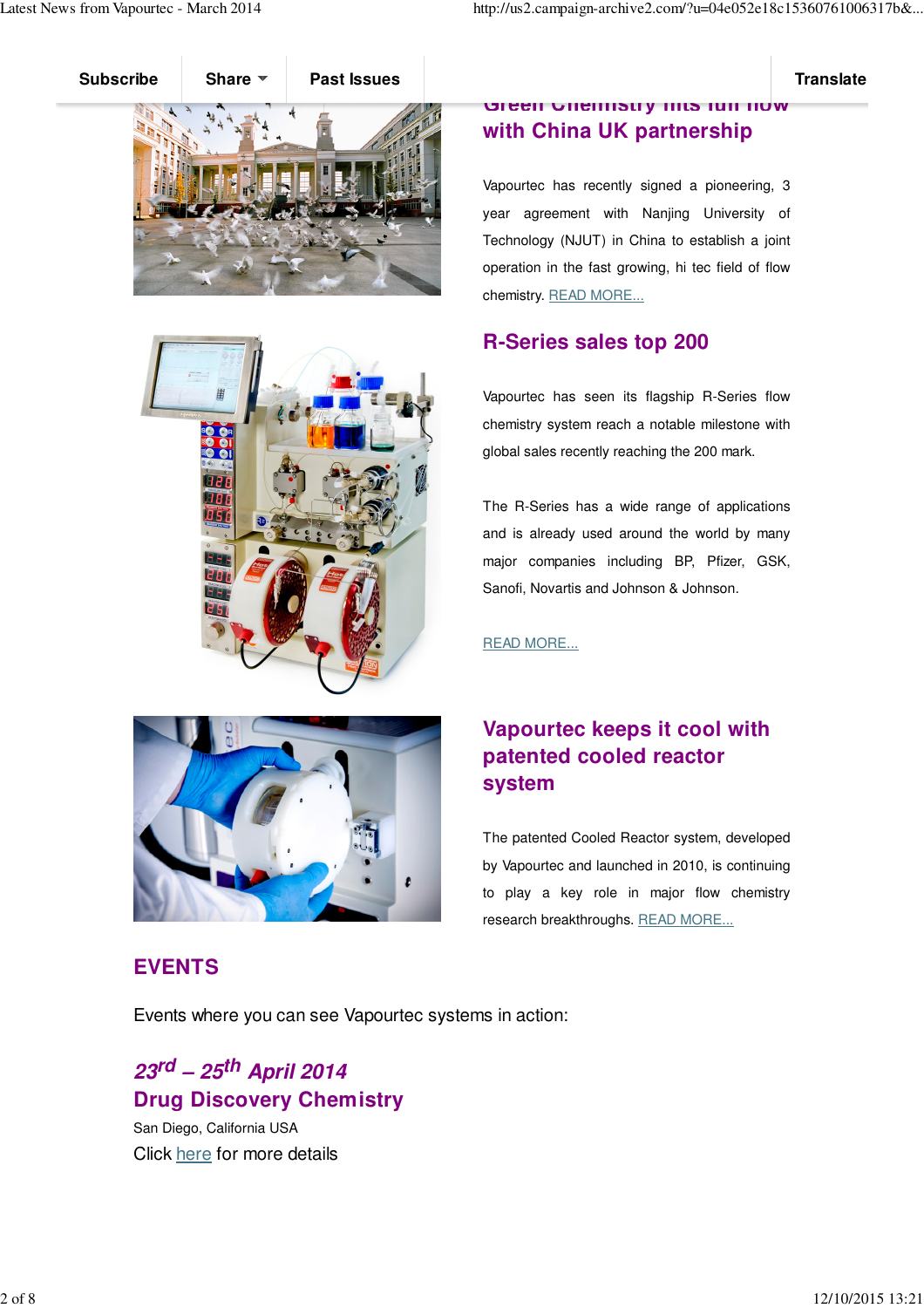Subscribe | Share | Past Issues | Translate

## Green Chemistry hits full flow with China UK partnership

Vapourtec has recently signed a pioneering, 3 year agreement with Nanjing University of Technology (NJUT) in China to establish a joint operation in the fast growing, hi tec field of flow chemistry. READ MORE...

## R-Series sales top 200

Vapourtec has seen its flagship R-Series flow chemistry system reach a notable milestone with global sales recently reaching the 200 mark.

The R-Series has a wide range of applications and is already used around the world by many major companies including BP, Pfizer, GSK, Sanofi, Novartis and Johnson & Johnson.

READ MORE...

## Vapourtec keeps it cool with patented cooled reactor system

The patented Cooled Reactor system, developed by Vapourtec and launched in 2010, is continuing to play a key role in major flow chemistry research breakthroughs. READ MORE...

## EVENTS

Events where you can see Vapourtec systems in action:

### *23rd – 25th April 2014*
### Drug Discovery Chemistry

San Diego, California USA

Click here for more details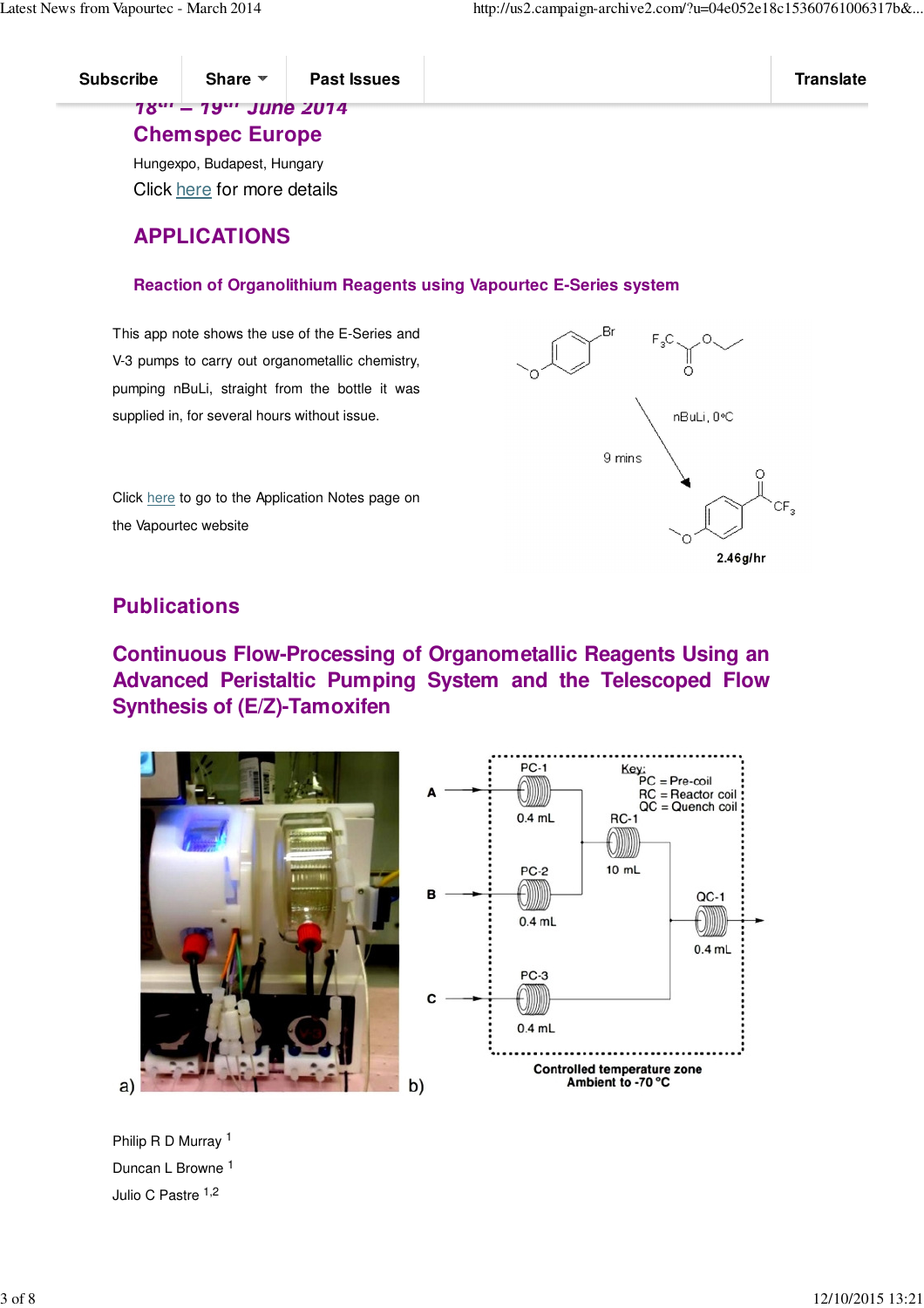Subscribe | Share | Past Issues | Translate

### 18th – 19th June 2014

### Chemspec Europe

Hungexpo, Budapest, Hungary

Click here for more details

## APPLICATIONS

### Reaction of Organolithium Reagents using Vapourtec E-Series system

This app note shows the use of the E-Series and V-3 pumps to carry out organometallic chemistry, pumping nBuLi, straight from the bottle it was supplied in, for several hours without issue.

Click here to go to the Application Notes page on the Vapourtec website

Br

$F_3C$

O

O

nBuLi, 0°C

9 mins

O

$CF_3$

O

2.46g/hr

## Publications

### Continuous Flow-Processing of Organometallic Reagents Using an Advanced Peristaltic Pumping System and the Telescoped Flow Synthesis of (E/Z)-Tamoxifen

a)

b)

A

B

C

PC-1

0.4 mL

PC-2

0.4 mL

PC-3

0.4 mL

Key:
PC = Pre-coil
RC = Reactor coil
QC = Quench coil

RC-1

10 mL

QC-1

0.4 mL

Controlled temperature zone
Ambient to -70 °C

Philip R D Murray [1]

Duncan L Browne [1]

Julio C Pastre [1,2]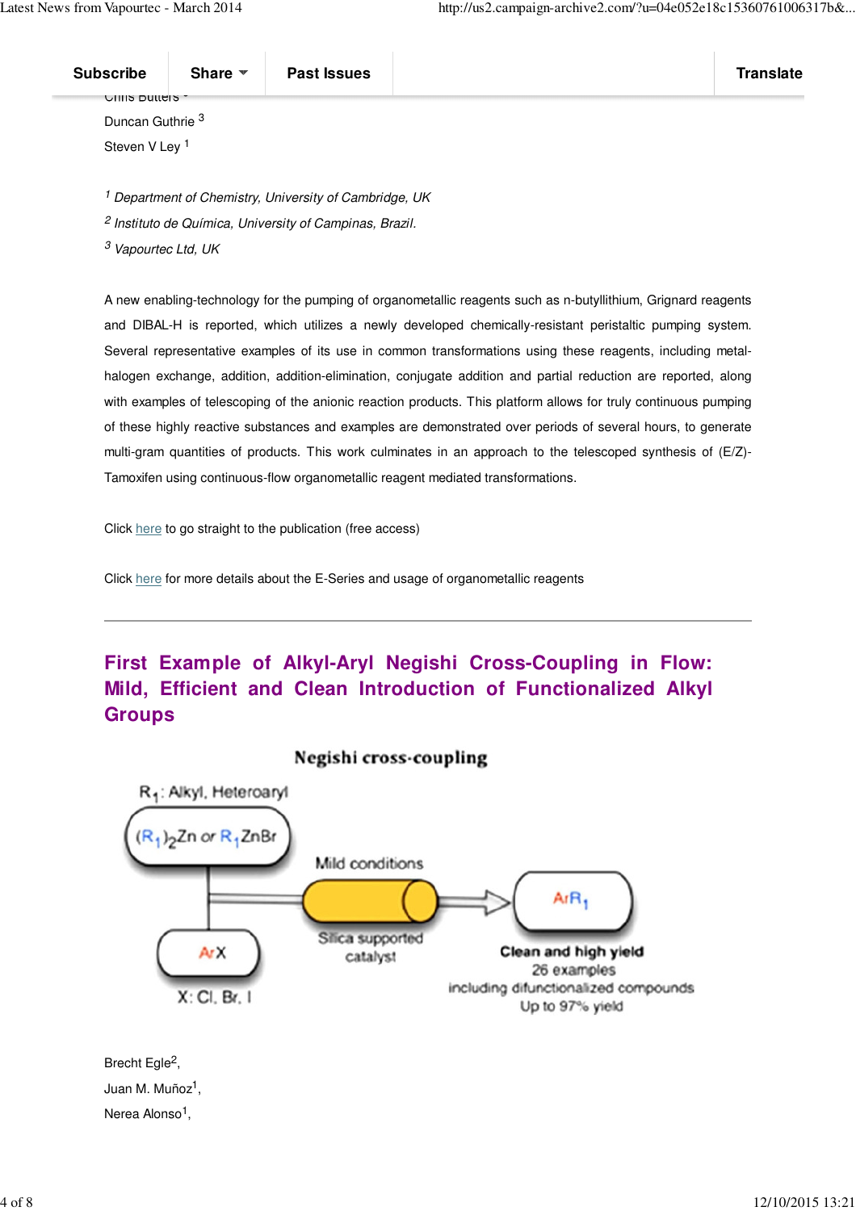Chris Butters [3]

Duncan Guthrie [3]

Steven V Ley [1]

*[1] Department of Chemistry, University of Cambridge, UK*

*[2] Instituto de Química, University of Campinas, Brazil.*

*[3] Vapourtec Ltd, UK*

A new enabling-technology for the pumping of organometallic reagents such as n-butyllithium, Grignard reagents and DIBAL-H is reported, which utilizes a newly developed chemically-resistant peristaltic pumping system. Several representative examples of its use in common transformations using these reagents, including metal-halogen exchange, addition, addition-elimination, conjugate addition and partial reduction are reported, along with examples of telescoping of the anionic reaction products. This platform allows for truly continuous pumping of these highly reactive substances and examples are demonstrated over periods of several hours, to generate multi-gram quantities of products. This work culminates in an approach to the telescoped synthesis of (E/Z)-Tamoxifen using continuous-flow organometallic reagent mediated transformations.

Click here to go straight to the publication (free access)

Click here for more details about the E-Series and usage of organometallic reagents

---

## First Example of Alkyl-Aryl Negishi Cross-Coupling in Flow: Mild, Efficient and Clean Introduction of Functionalized Alkyl Groups

Negishi cross-coupling

$R_1$: Alkyl, Heteroaryl

$(R_1)_2Zn$ or $R_1ZnBr$

ArX

X: Cl, Br, I

Mild conditions

Silica supported catalyst

$ArR_1$

Clean and high yield

26 examples

including difunctionalized compounds

Up to 97% yield

Brecht Egle[2],

Juan M. Muñoz[1],

Nerea Alonso[1],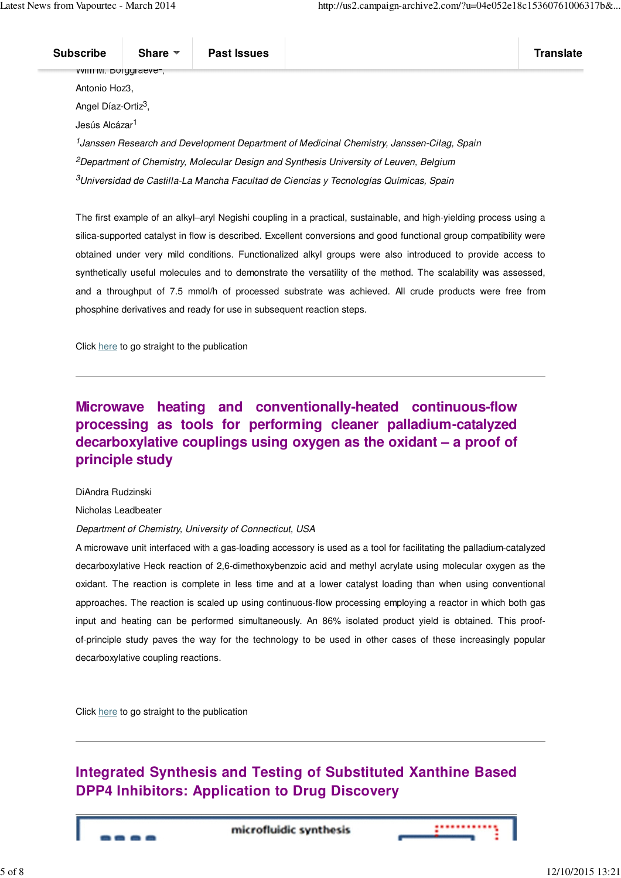Wim M. Borggraeve[2],

Antonio Hoz3,

Angel Díaz-Ortiz[3],

Jesús Alcázar[1]

*[1]Janssen Research and Development Department of Medicinal Chemistry, Janssen-Cilag, Spain*

*[2]Department of Chemistry, Molecular Design and Synthesis University of Leuven, Belgium*

*[3]Universidad de Castilla-La Mancha Facultad de Ciencias y Tecnologías Químicas, Spain*

The first example of an alkyl–aryl Negishi coupling in a practical, sustainable, and high-yielding process using a silica-supported catalyst in flow is described. Excellent conversions and good functional group compatibility were obtained under very mild conditions. Functionalized alkyl groups were also introduced to provide access to synthetically useful molecules and to demonstrate the versatility of the method. The scalability was assessed, and a throughput of 7.5 mmol/h of processed substrate was achieved. All crude products were free from phosphine derivatives and ready for use in subsequent reaction steps.

Click here to go straight to the publication

---

## Microwave heating and conventionally-heated continuous-flow processing as tools for performing cleaner palladium-catalyzed decarboxylative couplings using oxygen as the oxidant – a proof of principle study

DiAndra Rudzinski

Nicholas Leadbeater

*Department of Chemistry, University of Connecticut, USA*

A microwave unit interfaced with a gas-loading accessory is used as a tool for facilitating the palladium-catalyzed decarboxylative Heck reaction of 2,6-dimethoxybenzoic acid and methyl acrylate using molecular oxygen as the oxidant. The reaction is complete in less time and at a lower catalyst loading than when using conventional approaches. The reaction is scaled up using continuous-flow processing employing a reactor in which both gas input and heating can be performed simultaneously. An 86% isolated product yield is obtained. This proof-of-principle study paves the way for the technology to be used in other cases of these increasingly popular decarboxylative coupling reactions.

Click here to go straight to the publication

---

## Integrated Synthesis and Testing of Substituted Xanthine Based DPP4 Inhibitors: Application to Drug Discovery

microfluidic synthesis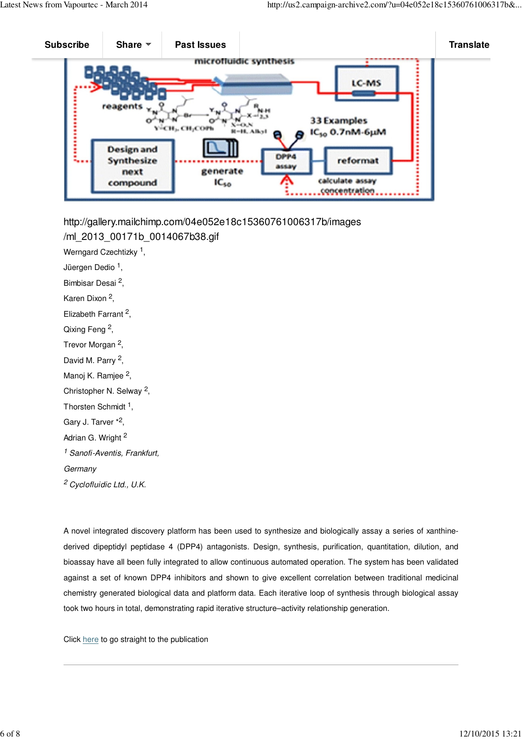http://gallery.mailchimp.com/04e052e18c15360761006317b/images/ml_2013_00171b_0014067b38.gif

Werngard Czechtizky [1],

Jüergen Dedio [1],

Bimbisar Desai [2],

Karen Dixon [2],

Elizabeth Farrant [2],

Qixing Feng [2],

Trevor Morgan [2],

David M. Parry [2],

Manoj K. Ramjee [2],

Christopher N. Selway [2],

Thorsten Schmidt [1],

Gary J. Tarver *[2],

Adrian G. Wright [2]

[1] *Sanofi-Aventis, Frankfurt, Germany*

[2] *Cyclofluidic Ltd., U.K.*

A novel integrated discovery platform has been used to synthesize and biologically assay a series of xanthine-derived dipeptidyl peptidase 4 (DPP4) antagonists. Design, synthesis, purification, quantitation, dilution, and bioassay have all been fully integrated to allow continuous automated operation. The system has been validated against a set of known DPP4 inhibitors and shown to give excellent correlation between traditional medicinal chemistry generated biological data and platform data. Each iterative loop of synthesis through biological assay took two hours in total, demonstrating rapid iterative structure–activity relationship generation.

Click here to go straight to the publication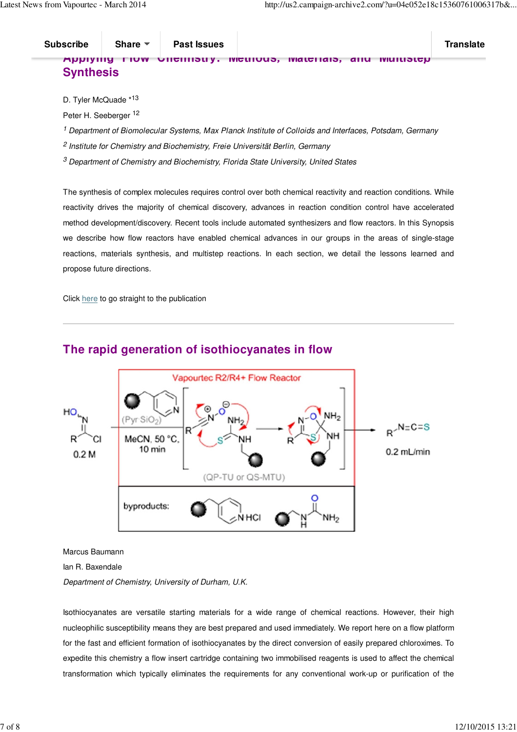## Applying Flow Chemistry: Methods, Materials, and Multistep Synthesis

D. Tyler McQuade *[13]

Peter H. Seeberger [12]

[1] *Department of Biomolecular Systems, Max Planck Institute of Colloids and Interfaces, Potsdam, Germany*

[2] *Institute for Chemistry and Biochemistry, Freie Universität Berlin, Germany*

[3] *Department of Chemistry and Biochemistry, Florida State University, United States*

The synthesis of complex molecules requires control over both chemical reactivity and reaction conditions. While reactivity drives the majority of chemical discovery, advances in reaction condition control have accelerated method development/discovery. Recent tools include automated synthesizers and flow reactors. In this Synopsis we describe how flow reactors have enabled chemical advances in our groups in the areas of single-stage reactions, materials synthesis, and multistep reactions. In each section, we detail the lessons learned and propose future directions.

Click here to go straight to the publication

---

## The rapid generation of isothiocyanates in flow

Marcus Baumann

Ian R. Baxendale

*Department of Chemistry, University of Durham, U.K.*

Isothiocyanates are versatile starting materials for a wide range of chemical reactions. However, their high nucleophilic susceptibility means they are best prepared and used immediately. We report here on a flow platform for the fast and efficient formation of isothiocyanates by the direct conversion of easily prepared chloroximes. To expedite this chemistry a flow insert cartridge containing two immobilised reagents is used to affect the chemical transformation which typically eliminates the requirements for any conventional work-up or purification of the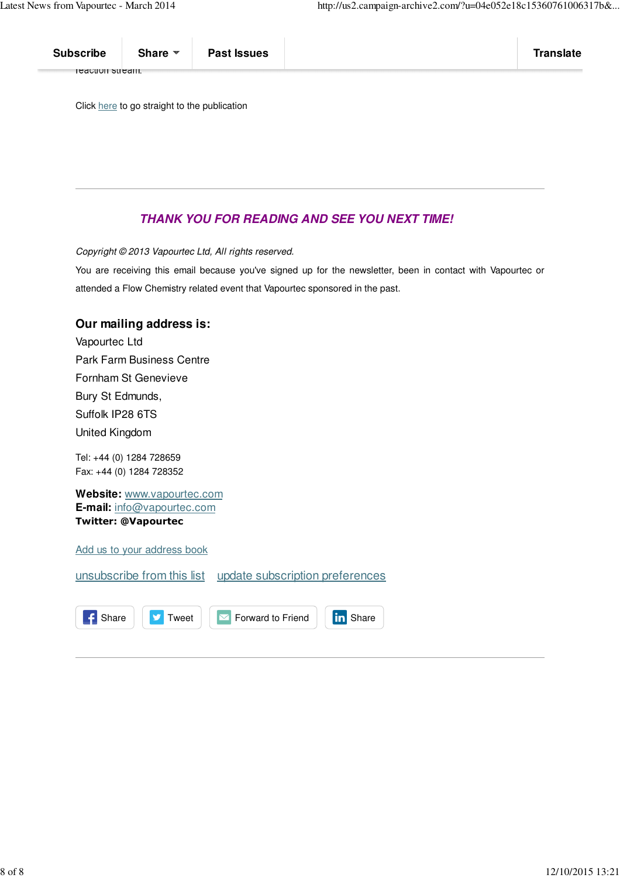reaction stream.

Click here to go straight to the publication

---

***THANK YOU FOR READING AND SEE YOU NEXT TIME!***

*Copyright © 2013 Vapourtec Ltd, All rights reserved.*

You are receiving this email because you've signed up for the newsletter, been in contact with Vapourtec or attended a Flow Chemistry related event that Vapourtec sponsored in the past.

**Our mailing address is:**

Vapourtec Ltd
Park Farm Business Centre
Fornham St Genevieve
Bury St Edmunds,
Suffolk IP28 6TS
United Kingdom

Tel: +44 (0) 1284 728659
Fax: +44 (0) 1284 728352

**Website:** www.vapourtec.com
**E-mail:** info@vapourtec.com
**Twitter: @Vapourtec**

Add us to your address book

unsubscribe from this list    update subscription preferences

Share    Tweet    Forward to Friend    Share

---